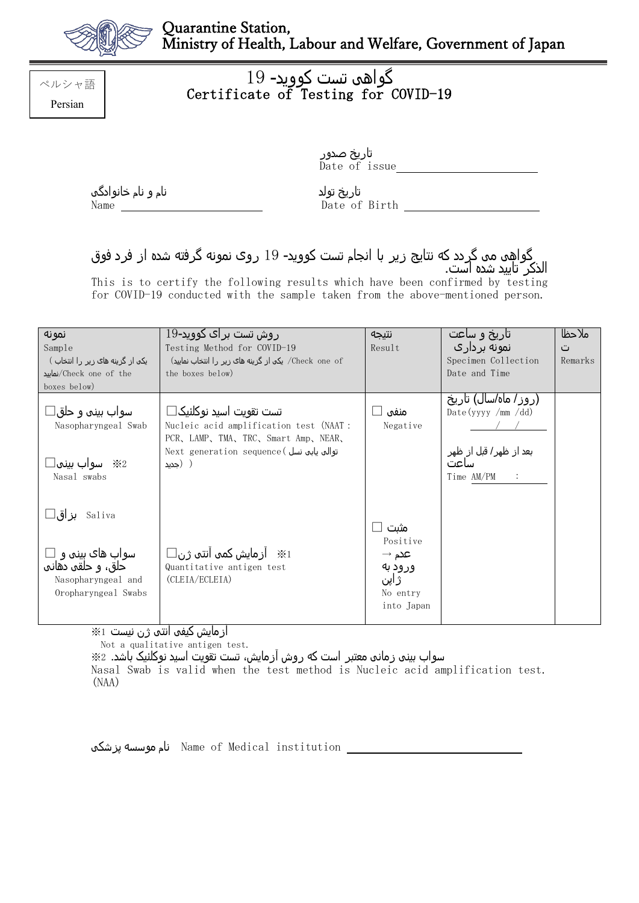Quarantine Station,
Ministry of Health, Labour and Welfare, Government of Japan

ペルシャ語
Persian

# گواهی تست کووید- 19
# Certificate of Testing for COVID-19

تاریخ صدور
Date of issue ____________________

نام و نام خانوادگی
Name ____________________

تاریخ تولد
Date of Birth ____________________

گواهی می گردد که نتایج زیر با انجام تست کووید- 19 روی نمونه گرفته شده از فرد فوق الذکر تایید شده است.

This is to certify the following results which have been confirmed by testing for COVID-19 conducted with the sample taken from the above-mentioned person.

| نمونه<br>Sample<br>یکی از گزینه های زیر را انتخاب ) نمایید/Check one of the boxes below) | روش تست برای کووید-19<br>Testing Method for COVID-19<br>(یکی از گزینه های زیر را انتخاب نمایید /Check one of the boxes below) | نتیجه<br>Result | تاریخ و ساعت نمونه برداری<br>Specimen Collection Date and Time | ملاحظات<br>Remarks |
|---|---|---|---|---|
| ☐سواب بینی و حلق<br>Nasopharyngeal Swab<br><br>☐سواب بینی ※2<br>Nasal swabs<br><br>☐بزاق Saliva<br><br>☐ سواب های بینی و حلق، و حلقی دهانی<br>Nasopharyngeal and Oropharyngeal Swabs | ☐تست تقویت اسید نوکلئیک<br>Nucleic acid amplification test (NAAT : PCR、LAMP、TMA、TRC、Smart Amp、NEAR、Next generation sequence (توالی یابی نسل جدید) )<br><br>☐آزمایش کمی آنتی ژن ※1<br>Quantitative antigen test (CLEIA/ECLEIA) | ☐ منفی<br>Negative<br><br>☐ مثبت<br>Positive<br>→ عدم ورود به ژاپن<br>No entry into Japan | (روز/ ماه/سال) تاریخ<br>Date(yyyy /mm /dd)<br>/ /<br><br>بعد از ظهر/ قبل از ظهر ساعت<br>Time AM/PM : | |

※1 آزمایش کیفی آنتی ژن نیست
Not a qualitative antigen test.

※2 سواب بینی زمانی معتبر است که روش آزمایش، تست تقویت اسید نوکلئیک باشد.
Nasal Swab is valid when the test method is Nucleic acid amplification test. (NAA)

نام موسسه پزشکی Name of Medical institution ____________________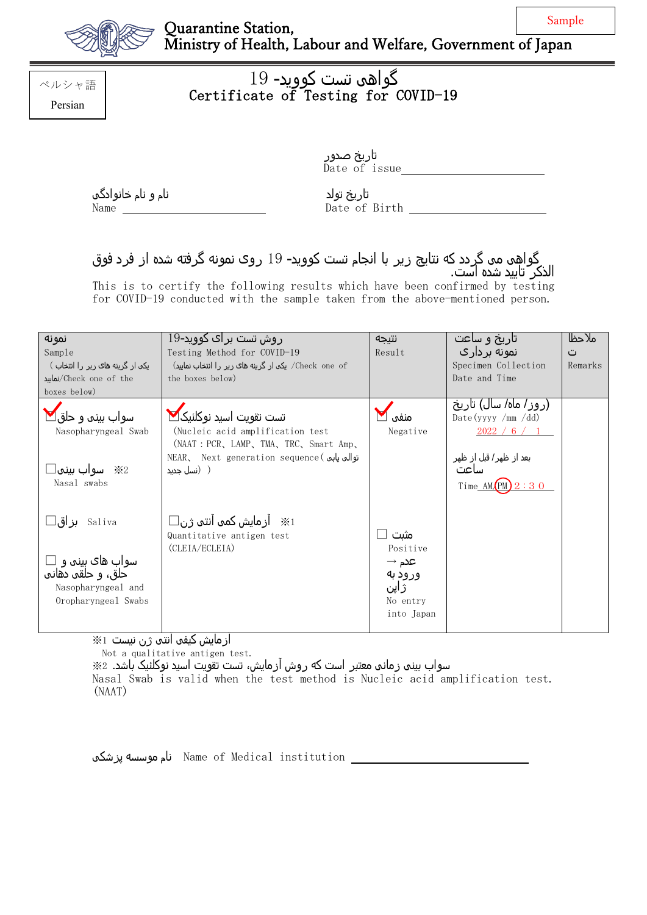Sample

Quarantine Station,
Ministry of Health, Labour and Welfare, Government of Japan

ペルシャ語
Persian

# گواهی تست کووید- 19
# Certificate of Testing for COVID-19

تاریخ صدور
Date of issue ____________________

نام و نام خانوادگی
Name ____________________

تاریخ تولد
Date of Birth ____________________

گواهی می گردد که نتایج زیر با انجام تست کووید- 19 روی نمونه گرفته شده از فرد فوق الذکر تایید شده است.
This is to certify the following results which have been confirmed by testing for COVID-19 conducted with the sample taken from the above-mentioned person.

| نمونه<br>Sample<br>( یکی از گزینه های زیر را انتخاب نمایید/Check one of the boxes below) | روش تست برای کووید-19<br>Testing Method for COVID-19<br>(یکی از گزینه های زیر را انتخاب نمایید /Check one of the boxes below) | نتیجه<br>Result | تاریخ و ساعت نمونه برداری<br>Specimen Collection Date and Time | ملاحظات<br>Remarks |
|---|---|---|---|---|
| ☑ سواب بینی و حلق<br>Nasopharyngeal Swab<br><br>☐ سواب بینی ※2<br>Nasal swabs<br><br>☐ بزاق Saliva<br><br>☐ سواب های بینی و حلق، و حلقی دهانی<br>Nasopharyngeal and Oropharyngeal Swabs | ☑ تست تقویت اسید نوکلئیک<br>(Nucleic acid amplification test<br>(NAAT : PCR、LAMP、TMA、TRC、Smart Amp、NEAR、 Next generation sequence( توالی یابی نسل جدید) )<br><br>☐ آزمایش کمی آنتی ژن ※1<br>Quantitative antigen test<br>(CLEIA/ECLEIA) | ☑ منفی<br>Negative<br><br>☐ مثبت<br>Positive<br>→ عدم ورود به ژاپن<br>No entry into Japan | (روز/ ماه/ سال) تاریخ<br>Date(yyyy /mm /dd)<br>2022 / 6 / 1<br><br>بعد از ظهر/ قبل از ظهر ساعت<br>Time AM/(PM) 2 : 3 0 | |

※1 آزمایش کیفی آنتی ژن نیست
Not a qualitative antigen test.

※2 سواب بینی زمانی معتبر است که روش آزمایش، تست تقویت اسید نوکلئیک باشد.
Nasal Swab is valid when the test method is Nucleic acid amplification test. (NAAT)

نام موسسه پزشکی Name of Medical institution ____________________